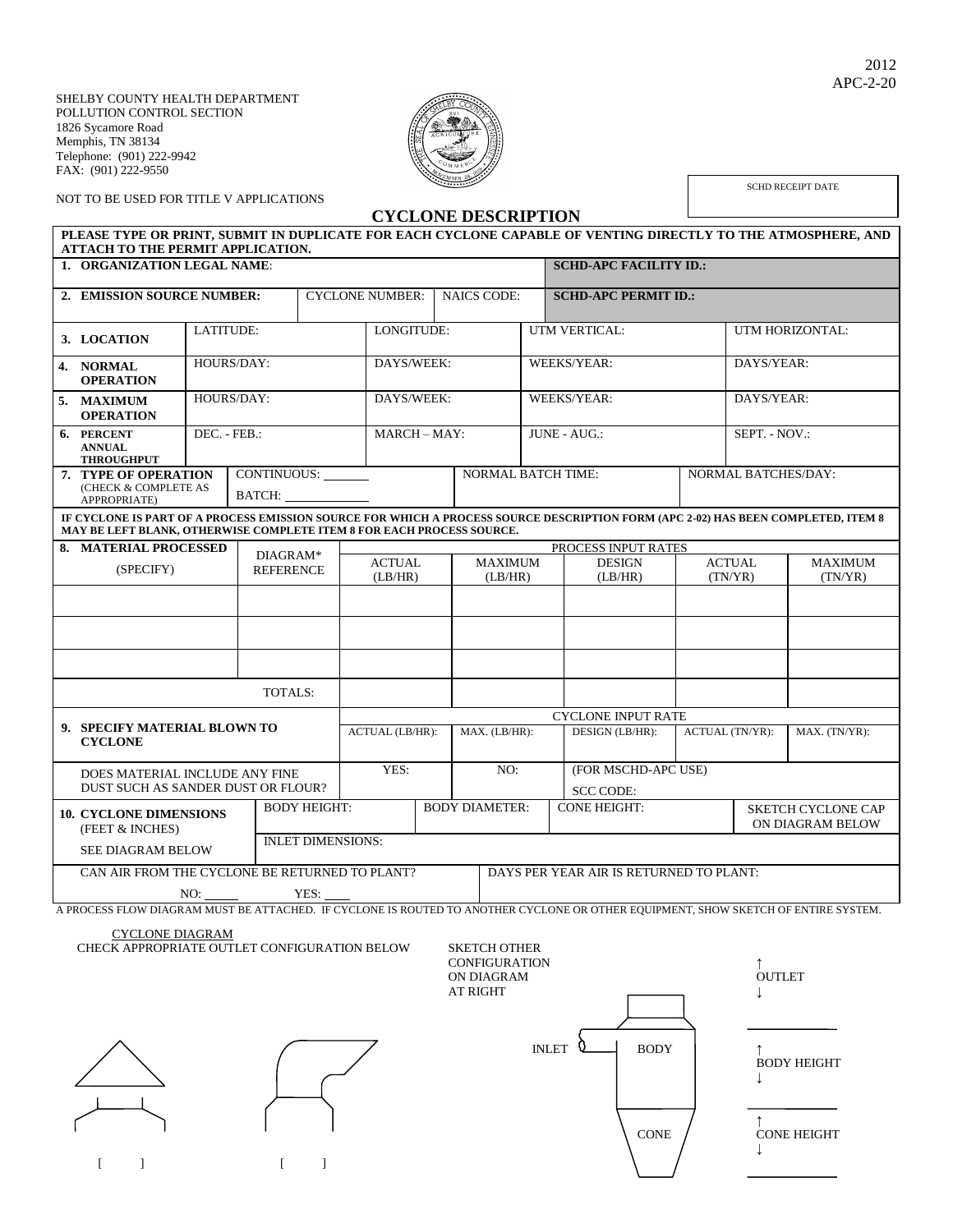2012
APC-2-20

SHELBY COUNTY HEALTH DEPARTMENT
POLLUTION CONTROL SECTION
1826 Sycamore Road
Memphis, TN 38134
Telephone: (901) 222-9942
FAX: (901) 222-9550

NOT TO BE USED FOR TITLE V APPLICATIONS

| SCHD RECEIPT DATE |
|---|
| |

# CYCLONE DESCRIPTION

**PLEASE TYPE OR PRINT, SUBMIT IN DUPLICATE FOR EACH CYCLONE CAPABLE OF VENTING DIRECTLY TO THE ATMOSPHERE, AND ATTACH TO THE PERMIT APPLICATION.**

| | | | | |
|---|---|---|---|---|
| **1. ORGANIZATION LEGAL NAME**: | | | | **SCHD-APC FACILITY ID.:** |
| **2. EMISSION SOURCE NUMBER:** | CYCLONE NUMBER: | NAICS CODE: | | **SCHD-APC PERMIT ID.:** |
| **3. LOCATION** | LATITUDE: | LONGITUDE: | UTM VERTICAL: | UTM HORIZONTAL: |
| **4. NORMAL OPERATION** | HOURS/DAY: | DAYS/WEEK: | WEEKS/YEAR: | DAYS/YEAR: |
| **5. MAXIMUM OPERATION** | HOURS/DAY: | DAYS/WEEK: | WEEKS/YEAR: | DAYS/YEAR: |
| **6. PERCENT ANNUAL THROUGHPUT** | DEC. - FEB.: | MARCH – MAY: | JUNE - AUG.: | SEPT. - NOV.: |
| **7. TYPE OF OPERATION** (CHECK & COMPLETE AS APPROPRIATE) | CONTINUOUS: \_\_\_\_\_\_ BATCH: \_\_\_\_\_\_\_\_\_\_\_\_ | NORMAL BATCH TIME: | | NORMAL BATCHES/DAY: |

**IF CYCLONE IS PART OF A PROCESS EMISSION SOURCE FOR WHICH A PROCESS SOURCE DESCRIPTION FORM (APC 2-02) HAS BEEN COMPLETED, ITEM 8 MAY BE LEFT BLANK, OTHERWISE COMPLETE ITEM 8 FOR EACH PROCESS SOURCE.**

| **8. MATERIAL PROCESSED** | DIAGRAM* | PROCESS INPUT RATES | | | | |
|---|---|---|---|---|---|---|
| (SPECIFY) | REFERENCE | ACTUAL (LB/HR) | MAXIMUM (LB/HR) | DESIGN (LB/HR) | ACTUAL (TN/YR) | MAXIMUM (TN/YR) |
| | | | | | | |
| | | | | | | |
| | | | | | | |
| | TOTALS: | | | | | |

| | CYCLONE INPUT RATE | | | | |
|---|---|---|---|---|---|
| **9. SPECIFY MATERIAL BLOWN TO CYCLONE** | ACTUAL (LB/HR): | MAX. (LB/HR): | DESIGN (LB/HR): | ACTUAL (TN/YR): | MAX. (TN/YR): |
| DOES MATERIAL INCLUDE ANY FINE DUST SUCH AS SANDER DUST OR FLOUR? | YES: | NO: | (FOR MSCHD-APC USE) SCC CODE: | | |

| | | | | |
|---|---|---|---|---|
| **10. CYCLONE DIMENSIONS** (FEET & INCHES) SEE DIAGRAM BELOW | BODY HEIGHT: | BODY DIAMETER: | CONE HEIGHT: | SKETCH CYCLONE CAP ON DIAGRAM BELOW |
| | INLET DIMENSIONS: | | | |
| CAN AIR FROM THE CYCLONE BE RETURNED TO PLANT? NO: \_\_\_\_\_ YES: \_\_\_\_ | | DAYS PER YEAR AIR IS RETURNED TO PLANT: | | |

A PROCESS FLOW DIAGRAM MUST BE ATTACHED. IF CYCLONE IS ROUTED TO ANOTHER CYCLONE OR OTHER EQUIPMENT, SHOW SKETCH OF ENTIRE SYSTEM.

CYCLONE DIAGRAM
CHECK APPROPRIATE OUTLET CONFIGURATION BELOW

SKETCH OTHER CONFIGURATION ON DIAGRAM AT RIGHT

[ ] [ ]

INLET BODY CONE

↑ OUTLET ↓

↑ BODY HEIGHT ↓

↑ CONE HEIGHT ↓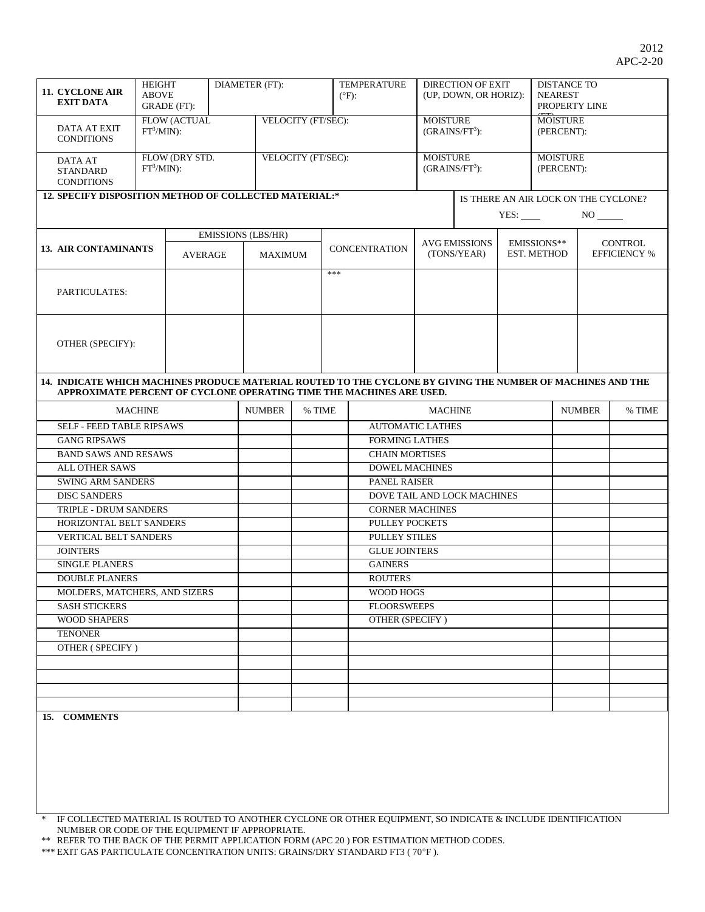2012
APC-2-20

| **11. CYCLONE AIR EXIT DATA** | HEIGHT ABOVE GRADE (FT): | DIAMETER (FT): | TEMPERATURE (°F): | DIRECTION OF EXIT (UP, DOWN, OR HORIZ): | DISTANCE TO NEAREST PROPERTY LINE (FT): |
|---|---|---|---|---|---|
| DATA AT EXIT CONDITIONS | FLOW (ACTUAL $FT^3$/MIN): | VELOCITY (FT/SEC): | | MOISTURE (GRAINS/$FT^3$): | MOISTURE (PERCENT): |
| DATA AT STANDARD CONDITIONS | FLOW (DRY STD. $FT^3$/MIN): | VELOCITY (FT/SEC): | | MOISTURE (GRAINS/$FT^3$): | MOISTURE (PERCENT): |

**12. SPECIFY DISPOSITION METHOD OF COLLECTED MATERIAL:***

IS THERE AN AIR LOCK ON THE CYCLONE? YES: \_\_\_\_ NO \_\_\_\_\_

| **13. AIR CONTAMINANTS** | EMISSIONS (LBS/HR) | | CONCENTRATION | AVG EMISSIONS (TONS/YEAR) | EMISSIONS** EST. METHOD | CONTROL EFFICIENCY % |
|---|---|---|---|---|---|---|
| | AVERAGE | MAXIMUM | | | | |
| PARTICULATES: | | | *** | | | |
| OTHER (SPECIFY): | | | | | | |

**14. INDICATE WHICH MACHINES PRODUCE MATERIAL ROUTED TO THE CYCLONE BY GIVING THE NUMBER OF MACHINES AND THE APPROXIMATE PERCENT OF CYCLONE OPERATING TIME THE MACHINES ARE USED.**

| MACHINE | NUMBER | % TIME | MACHINE | NUMBER | % TIME |
|---|---|---|---|---|---|
| SELF - FEED TABLE RIPSAWS | | | AUTOMATIC LATHES | | |
| GANG RIPSAWS | | | FORMING LATHES | | |
| BAND SAWS AND RESAWS | | | CHAIN MORTISES | | |
| ALL OTHER SAWS | | | DOWEL MACHINES | | |
| SWING ARM SANDERS | | | PANEL RAISER | | |
| DISC SANDERS | | | DOVE TAIL AND LOCK MACHINES | | |
| TRIPLE - DRUM SANDERS | | | CORNER MACHINES | | |
| HORIZONTAL BELT SANDERS | | | PULLEY POCKETS | | |
| VERTICAL BELT SANDERS | | | PULLEY STILES | | |
| JOINTERS | | | GLUE JOINTERS | | |
| SINGLE PLANERS | | | GAINERS | | |
| DOUBLE PLANERS | | | ROUTERS | | |
| MOLDERS, MATCHERS, AND SIZERS | | | WOOD HOGS | | |
| SASH STICKERS | | | FLOORSWEEPS | | |
| WOOD SHAPERS | | | OTHER (SPECIFY ) | | |
| TENONER | | | | | |
| OTHER ( SPECIFY ) | | | | | |
| | | | | | |
| | | | | | |
| | | | | | |
| | | | | | |

**15. COMMENTS**

\* IF COLLECTED MATERIAL IS ROUTED TO ANOTHER CYCLONE OR OTHER EQUIPMENT, SO INDICATE & INCLUDE IDENTIFICATION NUMBER OR CODE OF THE EQUIPMENT IF APPROPRIATE.

\** REFER TO THE BACK OF THE PERMIT APPLICATION FORM (APC 20 ) FOR ESTIMATION METHOD CODES.

\*** EXIT GAS PARTICULATE CONCENTRATION UNITS: GRAINS/DRY STANDARD FT3 ( 70°F ).